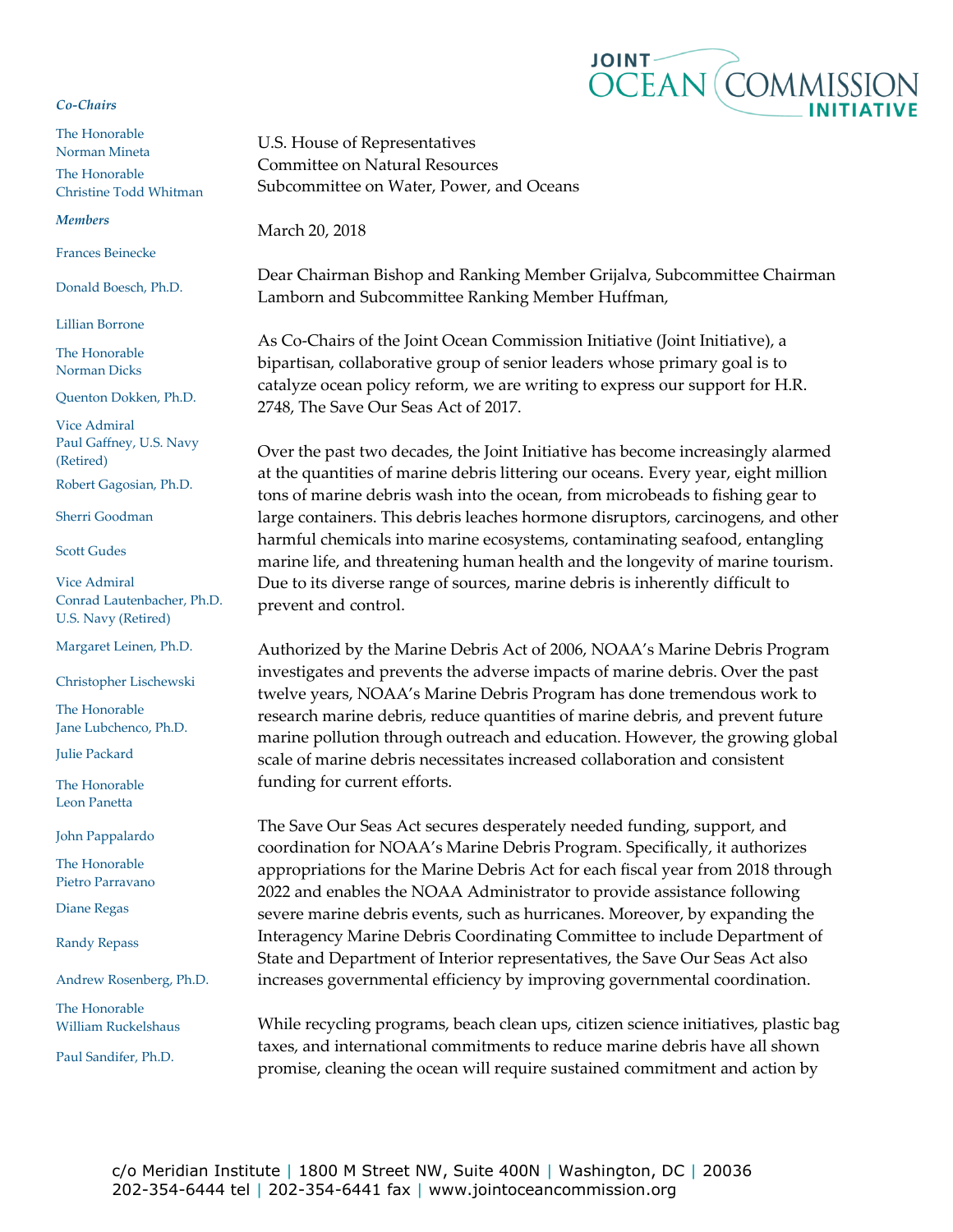**JOINT OCEAN COMMISSION INITIATIVE**

*Co-Chairs*

The Honorable Norman Mineta

The Honorable Christine Todd Whitman

*Members*

Frances Beinecke

Donald Boesch, Ph.D.

Lillian Borrone

The Honorable Norman Dicks

Quenton Dokken, Ph.D.

Vice Admiral Paul Gaffney, U.S. Navy (Retired)

Robert Gagosian, Ph.D.

Sherri Goodman

Scott Gudes

Vice Admiral Conrad Lautenbacher, Ph.D. U.S. Navy (Retired)

Margaret Leinen, Ph.D.

Christopher Lischewski

The Honorable Jane Lubchenco, Ph.D.

Julie Packard

The Honorable Leon Panetta

John Pappalardo

The Honorable Pietro Parravano

Diane Regas

Randy Repass

Andrew Rosenberg, Ph.D.

The Honorable William Ruckelshaus

Paul Sandifer, Ph.D.

U.S. House of Representatives
Committee on Natural Resources
Subcommittee on Water, Power, and Oceans

March 20, 2018

Dear Chairman Bishop and Ranking Member Grijalva, Subcommittee Chairman Lamborn and Subcommittee Ranking Member Huffman,

As Co-Chairs of the Joint Ocean Commission Initiative (Joint Initiative), a bipartisan, collaborative group of senior leaders whose primary goal is to catalyze ocean policy reform, we are writing to express our support for H.R. 2748, The Save Our Seas Act of 2017.

Over the past two decades, the Joint Initiative has become increasingly alarmed at the quantities of marine debris littering our oceans. Every year, eight million tons of marine debris wash into the ocean, from microbeads to fishing gear to large containers. This debris leaches hormone disruptors, carcinogens, and other harmful chemicals into marine ecosystems, contaminating seafood, entangling marine life, and threatening human health and the longevity of marine tourism. Due to its diverse range of sources, marine debris is inherently difficult to prevent and control.

Authorized by the Marine Debris Act of 2006, NOAA's Marine Debris Program investigates and prevents the adverse impacts of marine debris. Over the past twelve years, NOAA's Marine Debris Program has done tremendous work to research marine debris, reduce quantities of marine debris, and prevent future marine pollution through outreach and education. However, the growing global scale of marine debris necessitates increased collaboration and consistent funding for current efforts.

The Save Our Seas Act secures desperately needed funding, support, and coordination for NOAA's Marine Debris Program. Specifically, it authorizes appropriations for the Marine Debris Act for each fiscal year from 2018 through 2022 and enables the NOAA Administrator to provide assistance following severe marine debris events, such as hurricanes. Moreover, by expanding the Interagency Marine Debris Coordinating Committee to include Department of State and Department of Interior representatives, the Save Our Seas Act also increases governmental efficiency by improving governmental coordination.

While recycling programs, beach clean ups, citizen science initiatives, plastic bag taxes, and international commitments to reduce marine debris have all shown promise, cleaning the ocean will require sustained commitment and action by

c/o Meridian Institute | 1800 M Street NW, Suite 400N | Washington, DC | 20036
202-354-6444 tel | 202-354-6441 fax | www.jointoceancommission.org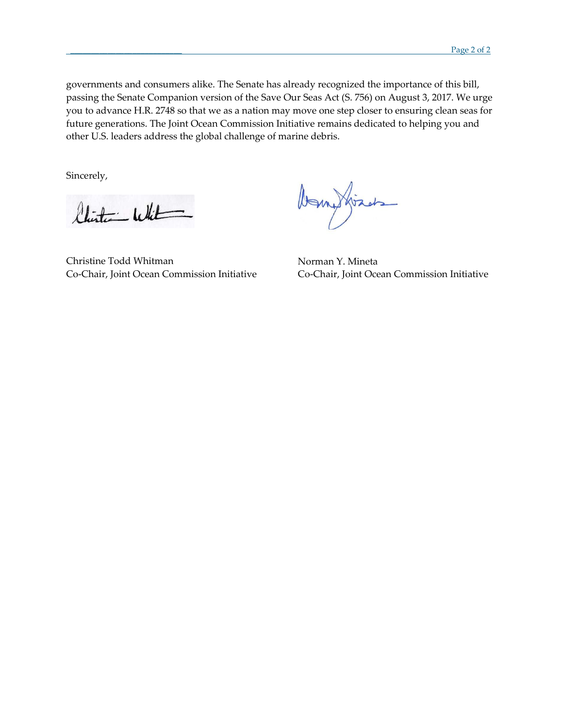governments and consumers alike. The Senate has already recognized the importance of this bill, passing the Senate Companion version of the Save Our Seas Act (S. 756) on August 3, 2017. We urge you to advance H.R. 2748 so that we as a nation may move one step closer to ensuring clean seas for future generations. The Joint Ocean Commission Initiative remains dedicated to helping you and other U.S. leaders address the global challenge of marine debris.

Sincerely,

Christine Todd Whitman
Co-Chair, Joint Ocean Commission Initiative

Norman Y. Mineta
Co-Chair, Joint Ocean Commission Initiative